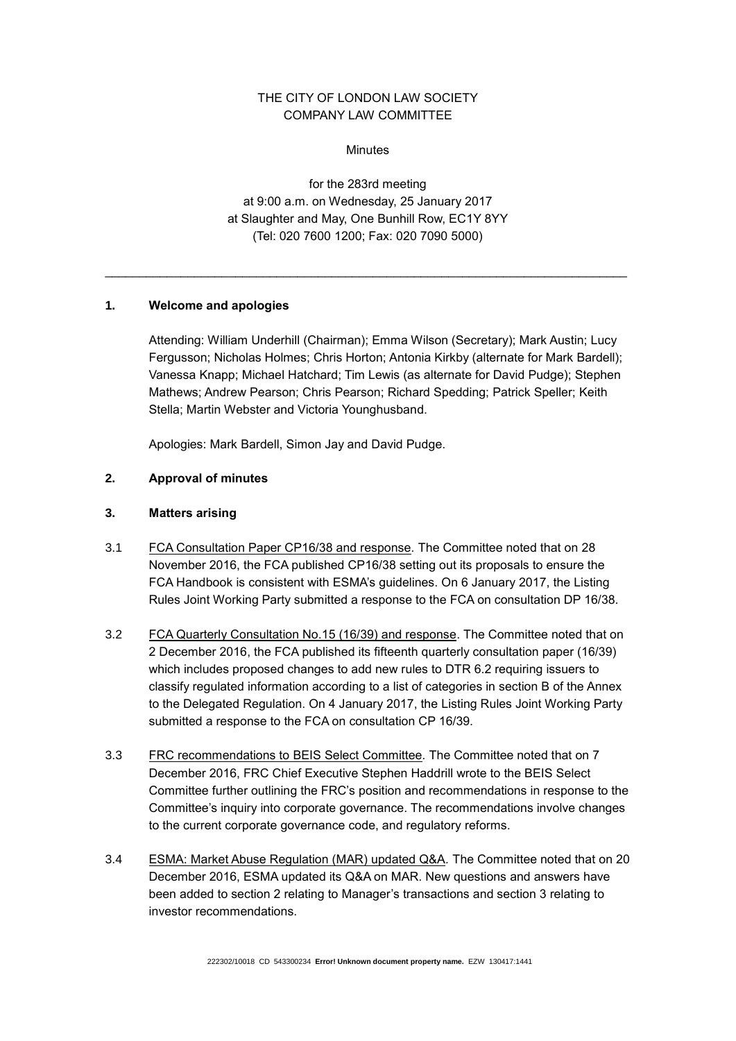THE CITY OF LONDON LAW SOCIETY
COMPANY LAW COMMITTEE

Minutes

for the 283rd meeting
at 9:00 a.m. on Wednesday, 25 January 2017
at Slaughter and May, One Bunhill Row, EC1Y 8YY
(Tel: 020 7600 1200; Fax: 020 7090 5000)

---

## 1. Welcome and apologies

Attending: William Underhill (Chairman); Emma Wilson (Secretary); Mark Austin; Lucy Fergusson; Nicholas Holmes; Chris Horton; Antonia Kirkby (alternate for Mark Bardell); Vanessa Knapp; Michael Hatchard; Tim Lewis (as alternate for David Pudge); Stephen Mathews; Andrew Pearson; Chris Pearson; Richard Spedding; Patrick Speller; Keith Stella; Martin Webster and Victoria Younghusband.

Apologies: Mark Bardell, Simon Jay and David Pudge.

## 2. Approval of minutes

## 3. Matters arising

3.1 FCA Consultation Paper CP16/38 and response. The Committee noted that on 28 November 2016, the FCA published CP16/38 setting out its proposals to ensure the FCA Handbook is consistent with ESMA's guidelines. On 6 January 2017, the Listing Rules Joint Working Party submitted a response to the FCA on consultation DP 16/38.

3.2 FCA Quarterly Consultation No.15 (16/39) and response. The Committee noted that on 2 December 2016, the FCA published its fifteenth quarterly consultation paper (16/39) which includes proposed changes to add new rules to DTR 6.2 requiring issuers to classify regulated information according to a list of categories in section B of the Annex to the Delegated Regulation. On 4 January 2017, the Listing Rules Joint Working Party submitted a response to the FCA on consultation CP 16/39.

3.3 FRC recommendations to BEIS Select Committee. The Committee noted that on 7 December 2016, FRC Chief Executive Stephen Haddrill wrote to the BEIS Select Committee further outlining the FRC's position and recommendations in response to the Committee's inquiry into corporate governance. The recommendations involve changes to the current corporate governance code, and regulatory reforms.

3.4 ESMA: Market Abuse Regulation (MAR) updated Q&A. The Committee noted that on 20 December 2016, ESMA updated its Q&A on MAR. New questions and answers have been added to section 2 relating to Manager's transactions and section 3 relating to investor recommendations.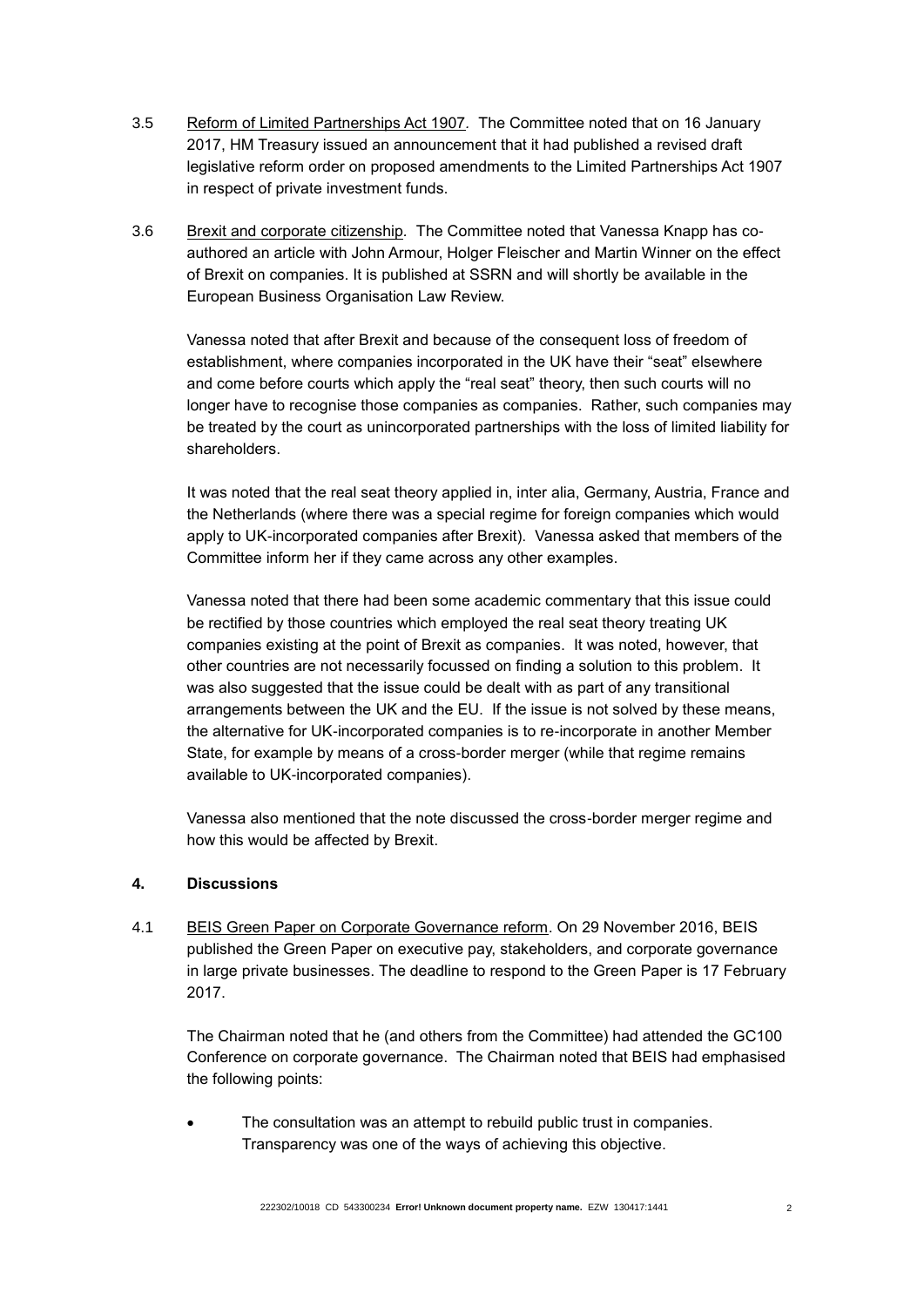3.5 <u>Reform of Limited Partnerships Act 1907</u>. The Committee noted that on 16 January 2017, HM Treasury issued an announcement that it had published a revised draft legislative reform order on proposed amendments to the Limited Partnerships Act 1907 in respect of private investment funds.

3.6 <u>Brexit and corporate citizenship</u>. The Committee noted that Vanessa Knapp has co-authored an article with John Armour, Holger Fleischer and Martin Winner on the effect of Brexit on companies. It is published at SSRN and will shortly be available in the European Business Organisation Law Review.

Vanessa noted that after Brexit and because of the consequent loss of freedom of establishment, where companies incorporated in the UK have their "seat" elsewhere and come before courts which apply the "real seat" theory, then such courts will no longer have to recognise those companies as companies. Rather, such companies may be treated by the court as unincorporated partnerships with the loss of limited liability for shareholders.

It was noted that the real seat theory applied in, inter alia, Germany, Austria, France and the Netherlands (where there was a special regime for foreign companies which would apply to UK-incorporated companies after Brexit). Vanessa asked that members of the Committee inform her if they came across any other examples.

Vanessa noted that there had been some academic commentary that this issue could be rectified by those countries which employed the real seat theory treating UK companies existing at the point of Brexit as companies. It was noted, however, that other countries are not necessarily focussed on finding a solution to this problem. It was also suggested that the issue could be dealt with as part of any transitional arrangements between the UK and the EU. If the issue is not solved by these means, the alternative for UK-incorporated companies is to re-incorporate in another Member State, for example by means of a cross-border merger (while that regime remains available to UK-incorporated companies).

Vanessa also mentioned that the note discussed the cross-border merger regime and how this would be affected by Brexit.

**4. Discussions**

4.1 <u>BEIS Green Paper on Corporate Governance reform</u>. On 29 November 2016, BEIS published the Green Paper on executive pay, stakeholders, and corporate governance in large private businesses. The deadline to respond to the Green Paper is 17 February 2017.

The Chairman noted that he (and others from the Committee) had attended the GC100 Conference on corporate governance. The Chairman noted that BEIS had emphasised the following points:

- The consultation was an attempt to rebuild public trust in companies. Transparency was one of the ways of achieving this objective.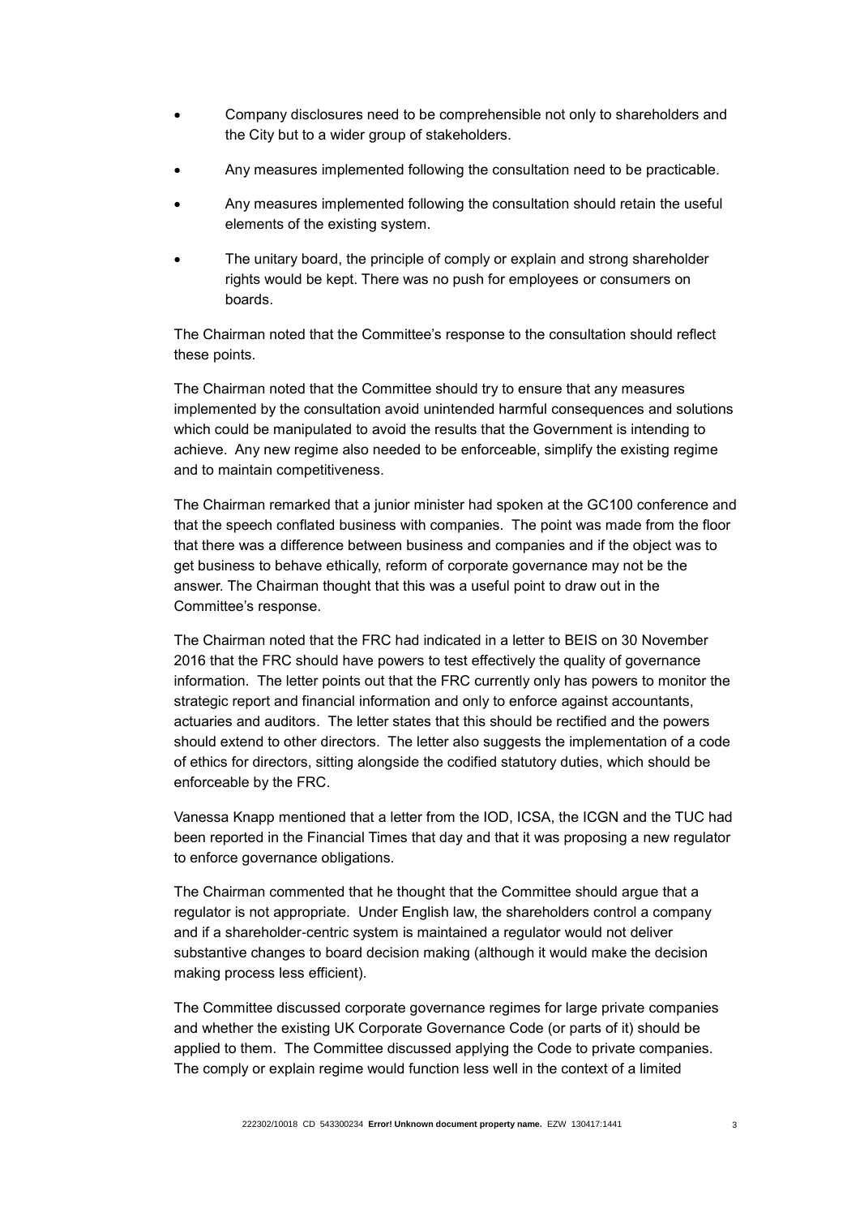- Company disclosures need to be comprehensible not only to shareholders and the City but to a wider group of stakeholders.
- Any measures implemented following the consultation need to be practicable.
- Any measures implemented following the consultation should retain the useful elements of the existing system.
- The unitary board, the principle of comply or explain and strong shareholder rights would be kept. There was no push for employees or consumers on boards.

The Chairman noted that the Committee's response to the consultation should reflect these points.

The Chairman noted that the Committee should try to ensure that any measures implemented by the consultation avoid unintended harmful consequences and solutions which could be manipulated to avoid the results that the Government is intending to achieve. Any new regime also needed to be enforceable, simplify the existing regime and to maintain competitiveness.

The Chairman remarked that a junior minister had spoken at the GC100 conference and that the speech conflated business with companies. The point was made from the floor that there was a difference between business and companies and if the object was to get business to behave ethically, reform of corporate governance may not be the answer. The Chairman thought that this was a useful point to draw out in the Committee's response.

The Chairman noted that the FRC had indicated in a letter to BEIS on 30 November 2016 that the FRC should have powers to test effectively the quality of governance information. The letter points out that the FRC currently only has powers to monitor the strategic report and financial information and only to enforce against accountants, actuaries and auditors. The letter states that this should be rectified and the powers should extend to other directors. The letter also suggests the implementation of a code of ethics for directors, sitting alongside the codified statutory duties, which should be enforceable by the FRC.

Vanessa Knapp mentioned that a letter from the IOD, ICSA, the ICGN and the TUC had been reported in the Financial Times that day and that it was proposing a new regulator to enforce governance obligations.

The Chairman commented that he thought that the Committee should argue that a regulator is not appropriate. Under English law, the shareholders control a company and if a shareholder-centric system is maintained a regulator would not deliver substantive changes to board decision making (although it would make the decision making process less efficient).

The Committee discussed corporate governance regimes for large private companies and whether the existing UK Corporate Governance Code (or parts of it) should be applied to them. The Committee discussed applying the Code to private companies. The comply or explain regime would function less well in the context of a limited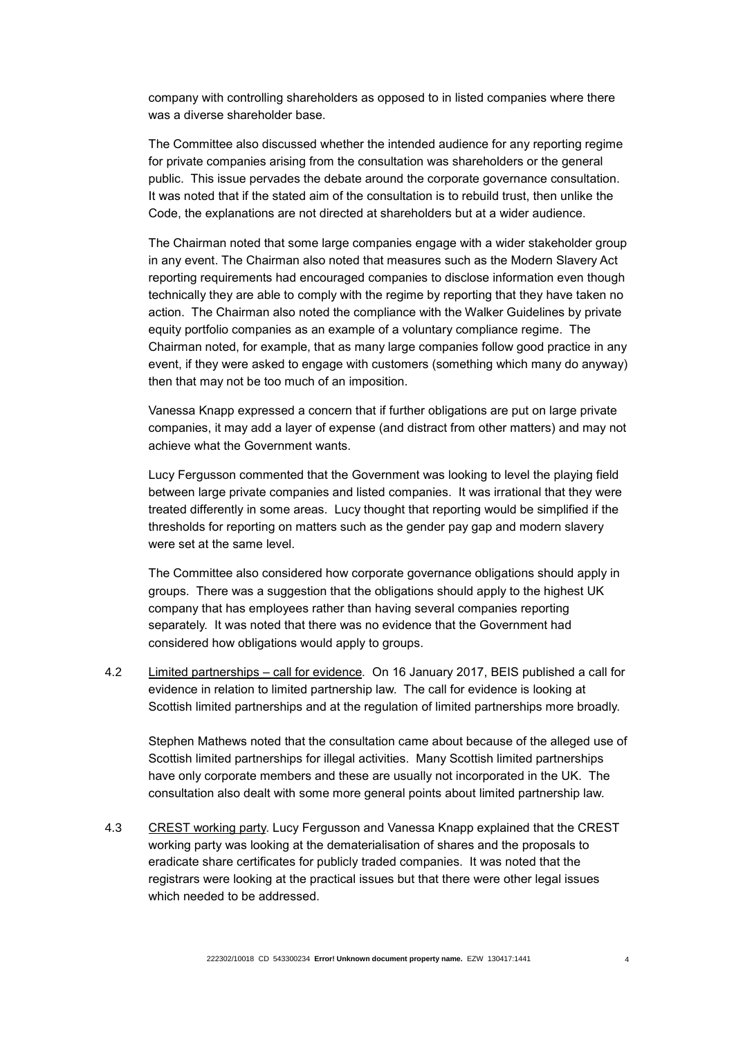company with controlling shareholders as opposed to in listed companies where there was a diverse shareholder base.

The Committee also discussed whether the intended audience for any reporting regime for private companies arising from the consultation was shareholders or the general public. This issue pervades the debate around the corporate governance consultation. It was noted that if the stated aim of the consultation is to rebuild trust, then unlike the Code, the explanations are not directed at shareholders but at a wider audience.

The Chairman noted that some large companies engage with a wider stakeholder group in any event. The Chairman also noted that measures such as the Modern Slavery Act reporting requirements had encouraged companies to disclose information even though technically they are able to comply with the regime by reporting that they have taken no action. The Chairman also noted the compliance with the Walker Guidelines by private equity portfolio companies as an example of a voluntary compliance regime. The Chairman noted, for example, that as many large companies follow good practice in any event, if they were asked to engage with customers (something which many do anyway) then that may not be too much of an imposition.

Vanessa Knapp expressed a concern that if further obligations are put on large private companies, it may add a layer of expense (and distract from other matters) and may not achieve what the Government wants.

Lucy Fergusson commented that the Government was looking to level the playing field between large private companies and listed companies. It was irrational that they were treated differently in some areas. Lucy thought that reporting would be simplified if the thresholds for reporting on matters such as the gender pay gap and modern slavery were set at the same level.

The Committee also considered how corporate governance obligations should apply in groups. There was a suggestion that the obligations should apply to the highest UK company that has employees rather than having several companies reporting separately. It was noted that there was no evidence that the Government had considered how obligations would apply to groups.

4.2 Limited partnerships – call for evidence. On 16 January 2017, BEIS published a call for evidence in relation to limited partnership law. The call for evidence is looking at Scottish limited partnerships and at the regulation of limited partnerships more broadly.

Stephen Mathews noted that the consultation came about because of the alleged use of Scottish limited partnerships for illegal activities. Many Scottish limited partnerships have only corporate members and these are usually not incorporated in the UK. The consultation also dealt with some more general points about limited partnership law.

4.3 CREST working party. Lucy Fergusson and Vanessa Knapp explained that the CREST working party was looking at the dematerialisation of shares and the proposals to eradicate share certificates for publicly traded companies. It was noted that the registrars were looking at the practical issues but that there were other legal issues which needed to be addressed.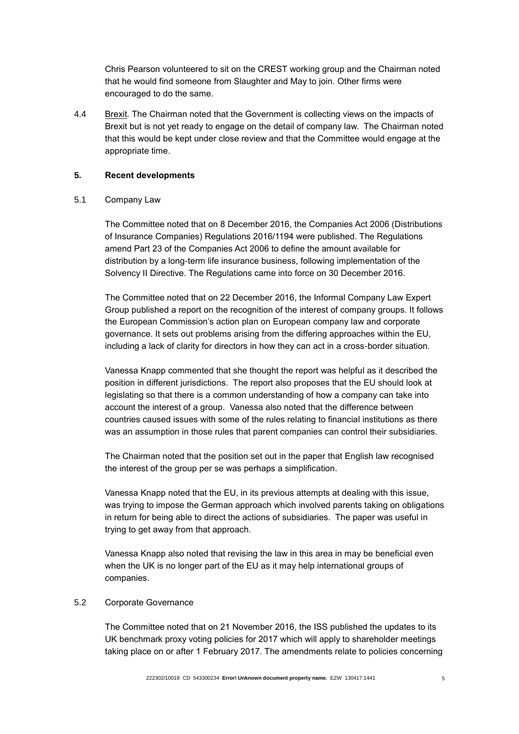Chris Pearson volunteered to sit on the CREST working group and the Chairman noted that he would find someone from Slaughter and May to join. Other firms were encouraged to do the same.

4.4 Brexit. The Chairman noted that the Government is collecting views on the impacts of Brexit but is not yet ready to engage on the detail of company law. The Chairman noted that this would be kept under close review and that the Committee would engage at the appropriate time.

**5. Recent developments**

5.1 Company Law

The Committee noted that on 8 December 2016, the Companies Act 2006 (Distributions of Insurance Companies) Regulations 2016/1194 were published. The Regulations amend Part 23 of the Companies Act 2006 to define the amount available for distribution by a long-term life insurance business, following implementation of the Solvency II Directive. The Regulations came into force on 30 December 2016.

The Committee noted that on 22 December 2016, the Informal Company Law Expert Group published a report on the recognition of the interest of company groups. It follows the European Commission's action plan on European company law and corporate governance. It sets out problems arising from the differing approaches within the EU, including a lack of clarity for directors in how they can act in a cross-border situation.

Vanessa Knapp commented that she thought the report was helpful as it described the position in different jurisdictions. The report also proposes that the EU should look at legislating so that there is a common understanding of how a company can take into account the interest of a group. Vanessa also noted that the difference between countries caused issues with some of the rules relating to financial institutions as there was an assumption in those rules that parent companies can control their subsidiaries.

The Chairman noted that the position set out in the paper that English law recognised the interest of the group per se was perhaps a simplification.

Vanessa Knapp noted that the EU, in its previous attempts at dealing with this issue, was trying to impose the German approach which involved parents taking on obligations in return for being able to direct the actions of subsidiaries. The paper was useful in trying to get away from that approach.

Vanessa Knapp also noted that revising the law in this area in may be beneficial even when the UK is no longer part of the EU as it may help international groups of companies.

5.2 Corporate Governance

The Committee noted that on 21 November 2016, the ISS published the updates to its UK benchmark proxy voting policies for 2017 which will apply to shareholder meetings taking place on or after 1 February 2017. The amendments relate to policies concerning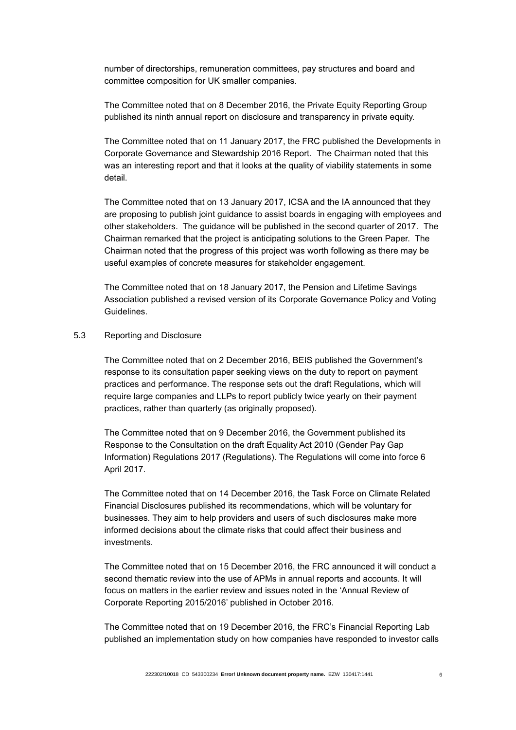number of directorships, remuneration committees, pay structures and board and committee composition for UK smaller companies.

The Committee noted that on 8 December 2016, the Private Equity Reporting Group published its ninth annual report on disclosure and transparency in private equity.

The Committee noted that on 11 January 2017, the FRC published the Developments in Corporate Governance and Stewardship 2016 Report. The Chairman noted that this was an interesting report and that it looks at the quality of viability statements in some detail.

The Committee noted that on 13 January 2017, ICSA and the IA announced that they are proposing to publish joint guidance to assist boards in engaging with employees and other stakeholders. The guidance will be published in the second quarter of 2017. The Chairman remarked that the project is anticipating solutions to the Green Paper. The Chairman noted that the progress of this project was worth following as there may be useful examples of concrete measures for stakeholder engagement.

The Committee noted that on 18 January 2017, the Pension and Lifetime Savings Association published a revised version of its Corporate Governance Policy and Voting Guidelines.

5.3 Reporting and Disclosure

The Committee noted that on 2 December 2016, BEIS published the Government's response to its consultation paper seeking views on the duty to report on payment practices and performance. The response sets out the draft Regulations, which will require large companies and LLPs to report publicly twice yearly on their payment practices, rather than quarterly (as originally proposed).

The Committee noted that on 9 December 2016, the Government published its Response to the Consultation on the draft Equality Act 2010 (Gender Pay Gap Information) Regulations 2017 (Regulations). The Regulations will come into force 6 April 2017.

The Committee noted that on 14 December 2016, the Task Force on Climate Related Financial Disclosures published its recommendations, which will be voluntary for businesses. They aim to help providers and users of such disclosures make more informed decisions about the climate risks that could affect their business and investments.

The Committee noted that on 15 December 2016, the FRC announced it will conduct a second thematic review into the use of APMs in annual reports and accounts. It will focus on matters in the earlier review and issues noted in the 'Annual Review of Corporate Reporting 2015/2016' published in October 2016.

The Committee noted that on 19 December 2016, the FRC's Financial Reporting Lab published an implementation study on how companies have responded to investor calls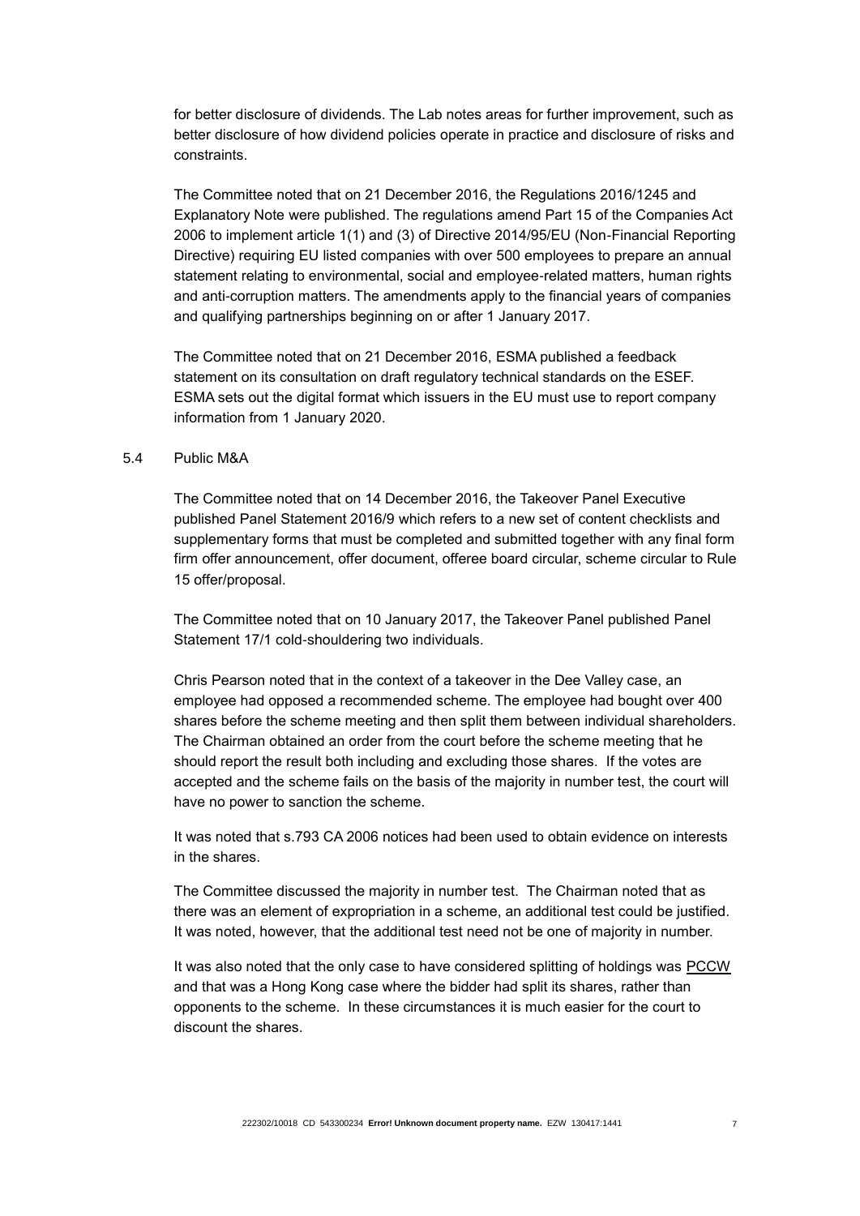for better disclosure of dividends. The Lab notes areas for further improvement, such as better disclosure of how dividend policies operate in practice and disclosure of risks and constraints.

The Committee noted that on 21 December 2016, the Regulations 2016/1245 and Explanatory Note were published. The regulations amend Part 15 of the Companies Act 2006 to implement article 1(1) and (3) of Directive 2014/95/EU (Non-Financial Reporting Directive) requiring EU listed companies with over 500 employees to prepare an annual statement relating to environmental, social and employee-related matters, human rights and anti-corruption matters. The amendments apply to the financial years of companies and qualifying partnerships beginning on or after 1 January 2017.

The Committee noted that on 21 December 2016, ESMA published a feedback statement on its consultation on draft regulatory technical standards on the ESEF. ESMA sets out the digital format which issuers in the EU must use to report company information from 1 January 2020.

5.4 Public M&A

The Committee noted that on 14 December 2016, the Takeover Panel Executive published Panel Statement 2016/9 which refers to a new set of content checklists and supplementary forms that must be completed and submitted together with any final form firm offer announcement, offer document, offeree board circular, scheme circular to Rule 15 offer/proposal.

The Committee noted that on 10 January 2017, the Takeover Panel published Panel Statement 17/1 cold-shouldering two individuals.

Chris Pearson noted that in the context of a takeover in the Dee Valley case, an employee had opposed a recommended scheme. The employee had bought over 400 shares before the scheme meeting and then split them between individual shareholders. The Chairman obtained an order from the court before the scheme meeting that he should report the result both including and excluding those shares. If the votes are accepted and the scheme fails on the basis of the majority in number test, the court will have no power to sanction the scheme.

It was noted that s.793 CA 2006 notices had been used to obtain evidence on interests in the shares.

The Committee discussed the majority in number test. The Chairman noted that as there was an element of expropriation in a scheme, an additional test could be justified. It was noted, however, that the additional test need not be one of majority in number.

It was also noted that the only case to have considered splitting of holdings was PCCW and that was a Hong Kong case where the bidder had split its shares, rather than opponents to the scheme. In these circumstances it is much easier for the court to discount the shares.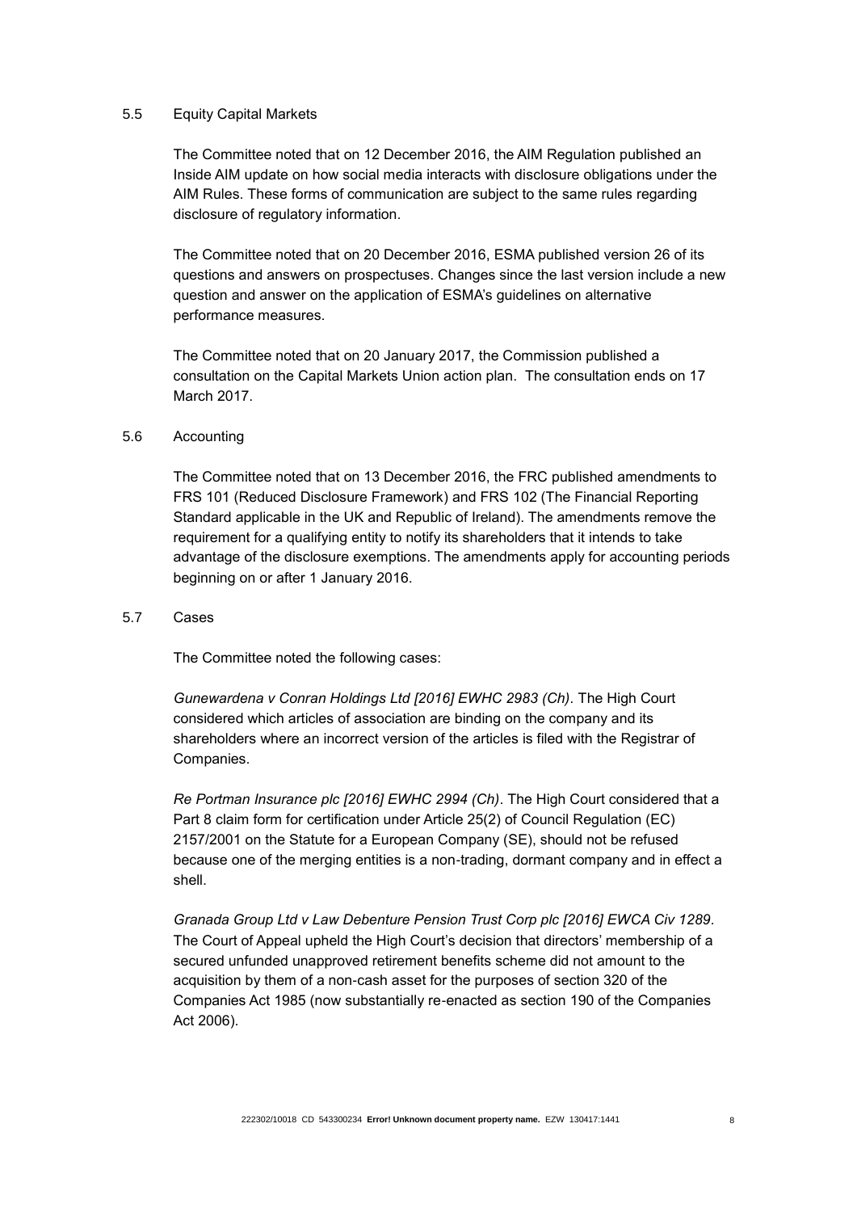### 5.5 Equity Capital Markets

The Committee noted that on 12 December 2016, the AIM Regulation published an Inside AIM update on how social media interacts with disclosure obligations under the AIM Rules. These forms of communication are subject to the same rules regarding disclosure of regulatory information.

The Committee noted that on 20 December 2016, ESMA published version 26 of its questions and answers on prospectuses. Changes since the last version include a new question and answer on the application of ESMA's guidelines on alternative performance measures.

The Committee noted that on 20 January 2017, the Commission published a consultation on the Capital Markets Union action plan. The consultation ends on 17 March 2017.

### 5.6 Accounting

The Committee noted that on 13 December 2016, the FRC published amendments to FRS 101 (Reduced Disclosure Framework) and FRS 102 (The Financial Reporting Standard applicable in the UK and Republic of Ireland). The amendments remove the requirement for a qualifying entity to notify its shareholders that it intends to take advantage of the disclosure exemptions. The amendments apply for accounting periods beginning on or after 1 January 2016.

### 5.7 Cases

The Committee noted the following cases:

*Gunewardena v Conran Holdings Ltd [2016] EWHC 2983 (Ch)*. The High Court considered which articles of association are binding on the company and its shareholders where an incorrect version of the articles is filed with the Registrar of Companies.

*Re Portman Insurance plc [2016] EWHC 2994 (Ch)*. The High Court considered that a Part 8 claim form for certification under Article 25(2) of Council Regulation (EC) 2157/2001 on the Statute for a European Company (SE), should not be refused because one of the merging entities is a non-trading, dormant company and in effect a shell.

*Granada Group Ltd v Law Debenture Pension Trust Corp plc [2016] EWCA Civ 1289*. The Court of Appeal upheld the High Court's decision that directors' membership of a secured unfunded unapproved retirement benefits scheme did not amount to the acquisition by them of a non-cash asset for the purposes of section 320 of the Companies Act 1985 (now substantially re-enacted as section 190 of the Companies Act 2006).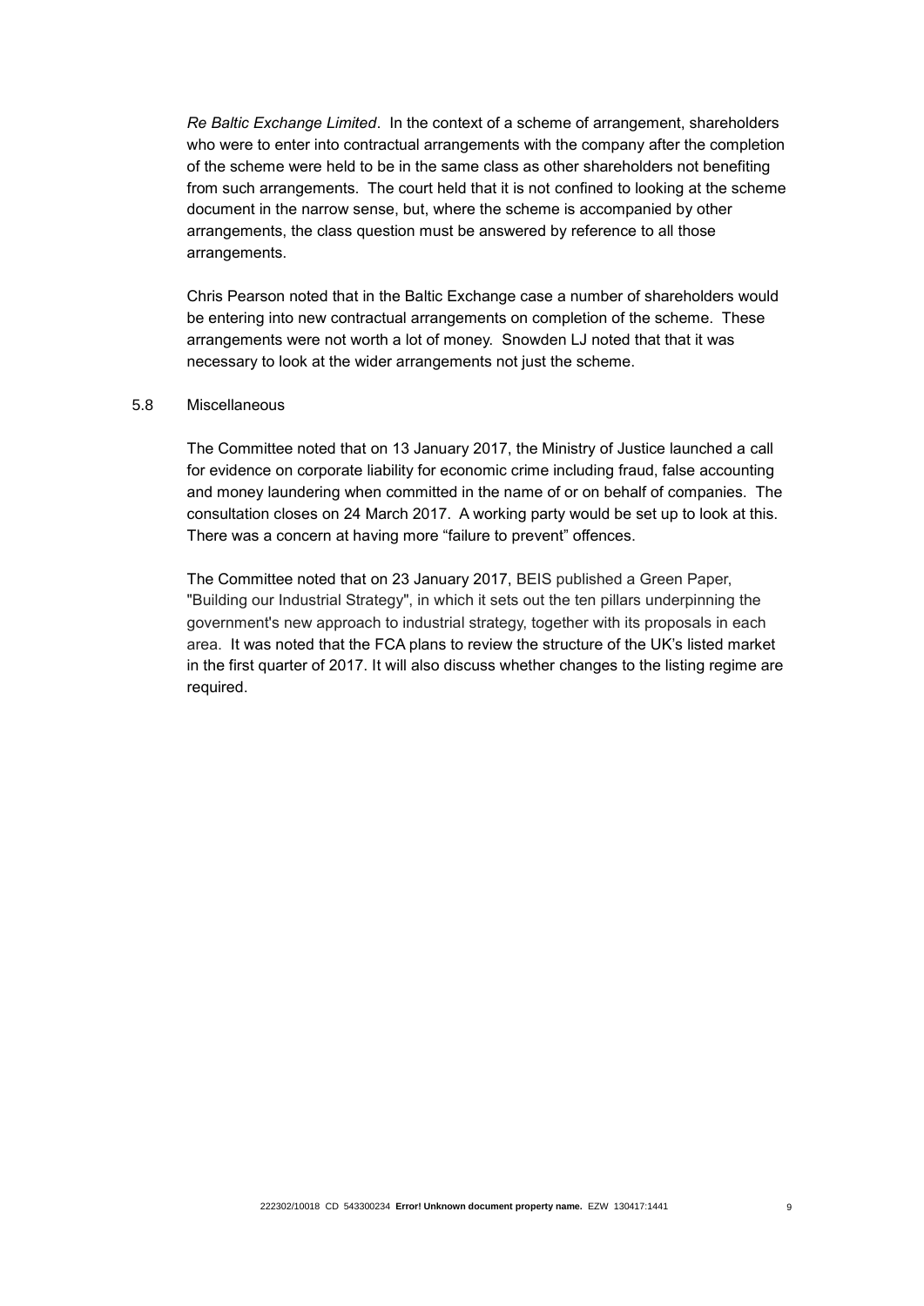*Re Baltic Exchange Limited*. In the context of a scheme of arrangement, shareholders who were to enter into contractual arrangements with the company after the completion of the scheme were held to be in the same class as other shareholders not benefiting from such arrangements. The court held that it is not confined to looking at the scheme document in the narrow sense, but, where the scheme is accompanied by other arrangements, the class question must be answered by reference to all those arrangements.

Chris Pearson noted that in the Baltic Exchange case a number of shareholders would be entering into new contractual arrangements on completion of the scheme. These arrangements were not worth a lot of money. Snowden LJ noted that that it was necessary to look at the wider arrangements not just the scheme.

5.8 Miscellaneous

The Committee noted that on 13 January 2017, the Ministry of Justice launched a call for evidence on corporate liability for economic crime including fraud, false accounting and money laundering when committed in the name of or on behalf of companies. The consultation closes on 24 March 2017. A working party would be set up to look at this. There was a concern at having more "failure to prevent" offences.

The Committee noted that on 23 January 2017, BEIS published a Green Paper, "Building our Industrial Strategy", in which it sets out the ten pillars underpinning the government's new approach to industrial strategy, together with its proposals in each area. It was noted that the FCA plans to review the structure of the UK's listed market in the first quarter of 2017. It will also discuss whether changes to the listing regime are required.